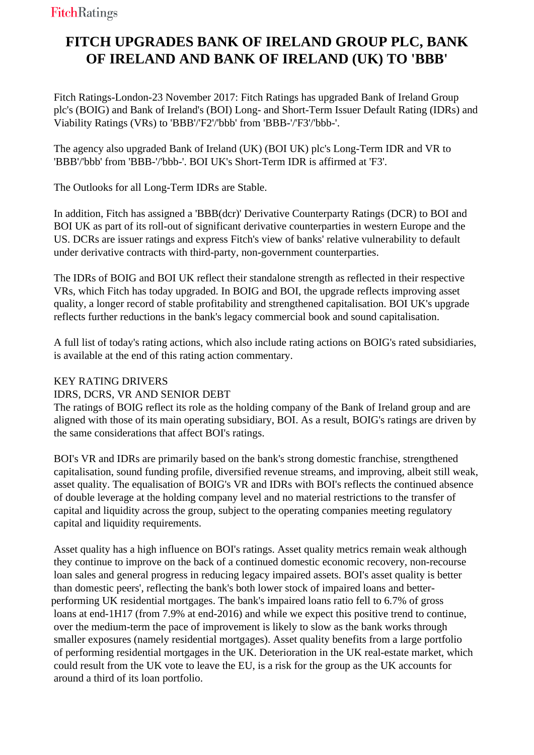# FITCH UPGRADES BANK OF IRELAND GROUP PLC, BANK OF IRELAND AND BANK OF IRELAND (UK) TO 'BBB'

Fitch Ratings-London-23 November 2017: Fitch Ratings has upgraded Bank of Ireland Group plc's (BOIG) and Bank of Ireland's (BOI) Long- and Short-Term Issuer Default Rating (IDRs) and Viability Ratings (VRs) to 'BBB'/'F2'/'bbb' from 'BBB-'/'F3'/'bbb-'.

The agency also upgraded Bank of Ireland (UK) (BOI UK) plc's Long-Term IDR and VR to 'BBB'/'bbb' from 'BBB-'/'bbb-'. BOI UK's Short-Term IDR is affirmed at 'F3'.

The Outlooks for all Long-Term IDRs are Stable.

In addition, Fitch has assigned a 'BBB(dcr)' Derivative Counterparty Ratings (DCR) to BOI and BOI UK as part of its roll-out of significant derivative counterparties in western Europe and the US. DCRs are issuer ratings and express Fitch's view of banks' relative vulnerability to default under derivative contracts with third-party, non-government counterparties.

The IDRs of BOIG and BOI UK reflect their standalone strength as reflected in their respective VRs, which Fitch has today upgraded. In BOIG and BOI, the upgrade reflects improving asset quality, a longer record of stable profitability and strengthened capitalisation. BOI UK's upgrade reflects further reductions in the bank's legacy commercial book and sound capitalisation.

A full list of today's rating actions, which also include rating actions on BOIG's rated subsidiaries, is available at the end of this rating action commentary.

KEY RATING DRIVERS
IDRS, DCRS, VR AND SENIOR DEBT
The ratings of BOIG reflect its role as the holding company of the Bank of Ireland group and are aligned with those of its main operating subsidiary, BOI. As a result, BOIG's ratings are driven by the same considerations that affect BOI's ratings.

BOI's VR and IDRs are primarily based on the bank's strong domestic franchise, strengthened capitalisation, sound funding profile, diversified revenue streams, and improving, albeit still weak, asset quality. The equalisation of BOIG's VR and IDRs with BOI's reflects the continued absence of double leverage at the holding company level and no material restrictions to the transfer of capital and liquidity across the group, subject to the operating companies meeting regulatory capital and liquidity requirements.

Asset quality has a high influence on BOI's ratings. Asset quality metrics remain weak although they continue to improve on the back of a continued domestic economic recovery, non-recourse loan sales and general progress in reducing legacy impaired assets. BOI's asset quality is better than domestic peers', reflecting the bank's both lower stock of impaired loans and better-performing UK residential mortgages. The bank's impaired loans ratio fell to 6.7% of gross loans at end-1H17 (from 7.9% at end-2016) and while we expect this positive trend to continue, over the medium-term the pace of improvement is likely to slow as the bank works through smaller exposures (namely residential mortgages). Asset quality benefits from a large portfolio of performing residential mortgages in the UK. Deterioration in the UK real-estate market, which could result from the UK vote to leave the EU, is a risk for the group as the UK accounts for around a third of its loan portfolio.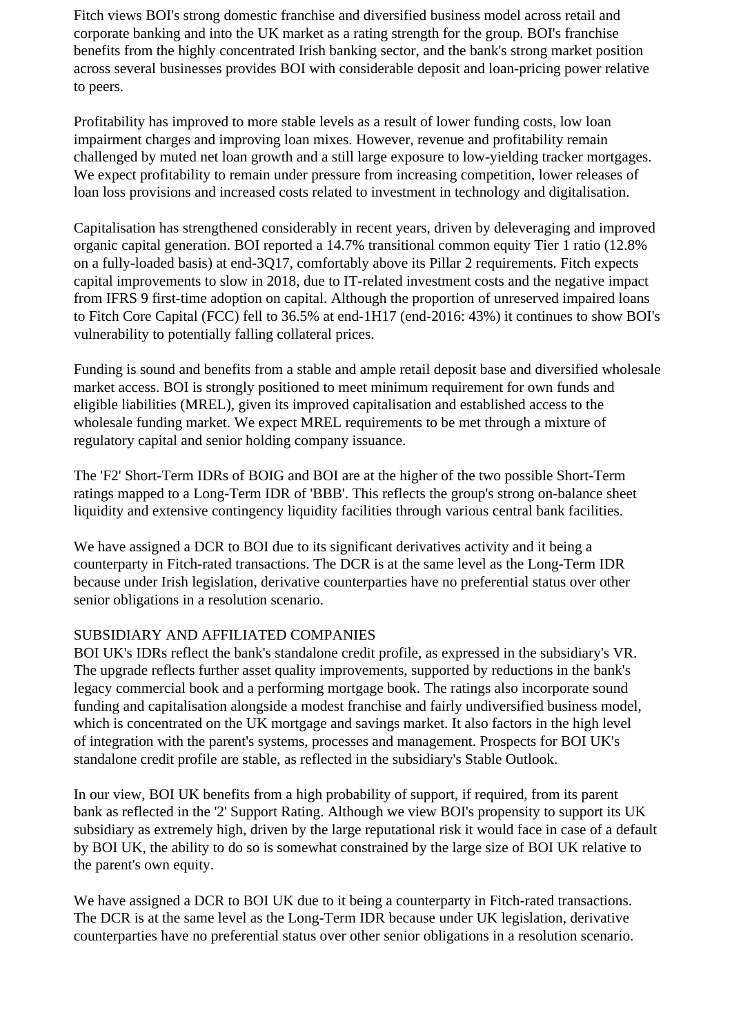Fitch views BOI's strong domestic franchise and diversified business model across retail and corporate banking and into the UK market as a rating strength for the group. BOI's franchise benefits from the highly concentrated Irish banking sector, and the bank's strong market position across several businesses provides BOI with considerable deposit and loan-pricing power relative to peers.

Profitability has improved to more stable levels as a result of lower funding costs, low loan impairment charges and improving loan mixes. However, revenue and profitability remain challenged by muted net loan growth and a still large exposure to low-yielding tracker mortgages. We expect profitability to remain under pressure from increasing competition, lower releases of loan loss provisions and increased costs related to investment in technology and digitalisation.

Capitalisation has strengthened considerably in recent years, driven by deleveraging and improved organic capital generation. BOI reported a 14.7% transitional common equity Tier 1 ratio (12.8% on a fully-loaded basis) at end-3Q17, comfortably above its Pillar 2 requirements. Fitch expects capital improvements to slow in 2018, due to IT-related investment costs and the negative impact from IFRS 9 first-time adoption on capital. Although the proportion of unreserved impaired loans to Fitch Core Capital (FCC) fell to 36.5% at end-1H17 (end-2016: 43%) it continues to show BOI's vulnerability to potentially falling collateral prices.

Funding is sound and benefits from a stable and ample retail deposit base and diversified wholesale market access. BOI is strongly positioned to meet minimum requirement for own funds and eligible liabilities (MREL), given its improved capitalisation and established access to the wholesale funding market. We expect MREL requirements to be met through a mixture of regulatory capital and senior holding company issuance.

The 'F2' Short-Term IDRs of BOIG and BOI are at the higher of the two possible Short-Term ratings mapped to a Long-Term IDR of 'BBB'. This reflects the group's strong on-balance sheet liquidity and extensive contingency liquidity facilities through various central bank facilities.

We have assigned a DCR to BOI due to its significant derivatives activity and it being a counterparty in Fitch-rated transactions. The DCR is at the same level as the Long-Term IDR because under Irish legislation, derivative counterparties have no preferential status over other senior obligations in a resolution scenario.

## SUBSIDIARY AND AFFILIATED COMPANIES

BOI UK's IDRs reflect the bank's standalone credit profile, as expressed in the subsidiary's VR. The upgrade reflects further asset quality improvements, supported by reductions in the bank's legacy commercial book and a performing mortgage book. The ratings also incorporate sound funding and capitalisation alongside a modest franchise and fairly undiversified business model, which is concentrated on the UK mortgage and savings market. It also factors in the high level of integration with the parent's systems, processes and management. Prospects for BOI UK's standalone credit profile are stable, as reflected in the subsidiary's Stable Outlook.

In our view, BOI UK benefits from a high probability of support, if required, from its parent bank as reflected in the '2' Support Rating. Although we view BOI's propensity to support its UK subsidiary as extremely high, driven by the large reputational risk it would face in case of a default by BOI UK, the ability to do so is somewhat constrained by the large size of BOI UK relative to the parent's own equity.

We have assigned a DCR to BOI UK due to it being a counterparty in Fitch-rated transactions. The DCR is at the same level as the Long-Term IDR because under UK legislation, derivative counterparties have no preferential status over other senior obligations in a resolution scenario.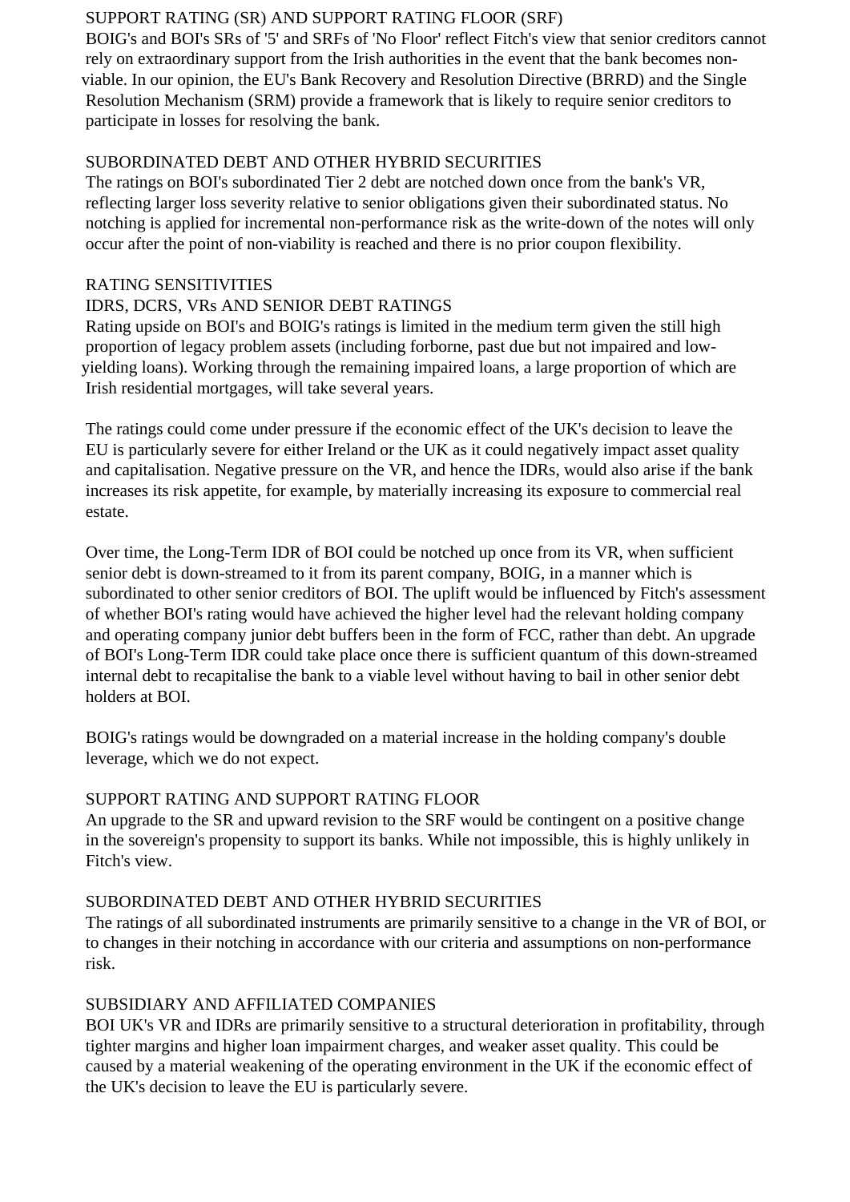SUPPORT RATING (SR) AND SUPPORT RATING FLOOR (SRF)

BOIG's and BOI's SRs of '5' and SRFs of 'No Floor' reflect Fitch's view that senior creditors cannot rely on extraordinary support from the Irish authorities in the event that the bank becomes non-viable. In our opinion, the EU's Bank Recovery and Resolution Directive (BRRD) and the Single Resolution Mechanism (SRM) provide a framework that is likely to require senior creditors to participate in losses for resolving the bank.

SUBORDINATED DEBT AND OTHER HYBRID SECURITIES

The ratings on BOI's subordinated Tier 2 debt are notched down once from the bank's VR, reflecting larger loss severity relative to senior obligations given their subordinated status. No notching is applied for incremental non-performance risk as the write-down of the notes will only occur after the point of non-viability is reached and there is no prior coupon flexibility.

RATING SENSITIVITIES

IDRS, DCRS, VRs AND SENIOR DEBT RATINGS

Rating upside on BOI's and BOIG's ratings is limited in the medium term given the still high proportion of legacy problem assets (including forborne, past due but not impaired and low-yielding loans). Working through the remaining impaired loans, a large proportion of which are Irish residential mortgages, will take several years.

The ratings could come under pressure if the economic effect of the UK's decision to leave the EU is particularly severe for either Ireland or the UK as it could negatively impact asset quality and capitalisation. Negative pressure on the VR, and hence the IDRs, would also arise if the bank increases its risk appetite, for example, by materially increasing its exposure to commercial real estate.

Over time, the Long-Term IDR of BOI could be notched up once from its VR, when sufficient senior debt is down-streamed to it from its parent company, BOIG, in a manner which is subordinated to other senior creditors of BOI. The uplift would be influenced by Fitch's assessment of whether BOI's rating would have achieved the higher level had the relevant holding company and operating company junior debt buffers been in the form of FCC, rather than debt. An upgrade of BOI's Long-Term IDR could take place once there is sufficient quantum of this down-streamed internal debt to recapitalise the bank to a viable level without having to bail in other senior debt holders at BOI.

BOIG's ratings would be downgraded on a material increase in the holding company's double leverage, which we do not expect.

SUPPORT RATING AND SUPPORT RATING FLOOR

An upgrade to the SR and upward revision to the SRF would be contingent on a positive change in the sovereign's propensity to support its banks. While not impossible, this is highly unlikely in Fitch's view.

SUBORDINATED DEBT AND OTHER HYBRID SECURITIES

The ratings of all subordinated instruments are primarily sensitive to a change in the VR of BOI, or to changes in their notching in accordance with our criteria and assumptions on non-performance risk.

SUBSIDIARY AND AFFILIATED COMPANIES

BOI UK's VR and IDRs are primarily sensitive to a structural deterioration in profitability, through tighter margins and higher loan impairment charges, and weaker asset quality. This could be caused by a material weakening of the operating environment in the UK if the economic effect of the UK's decision to leave the EU is particularly severe.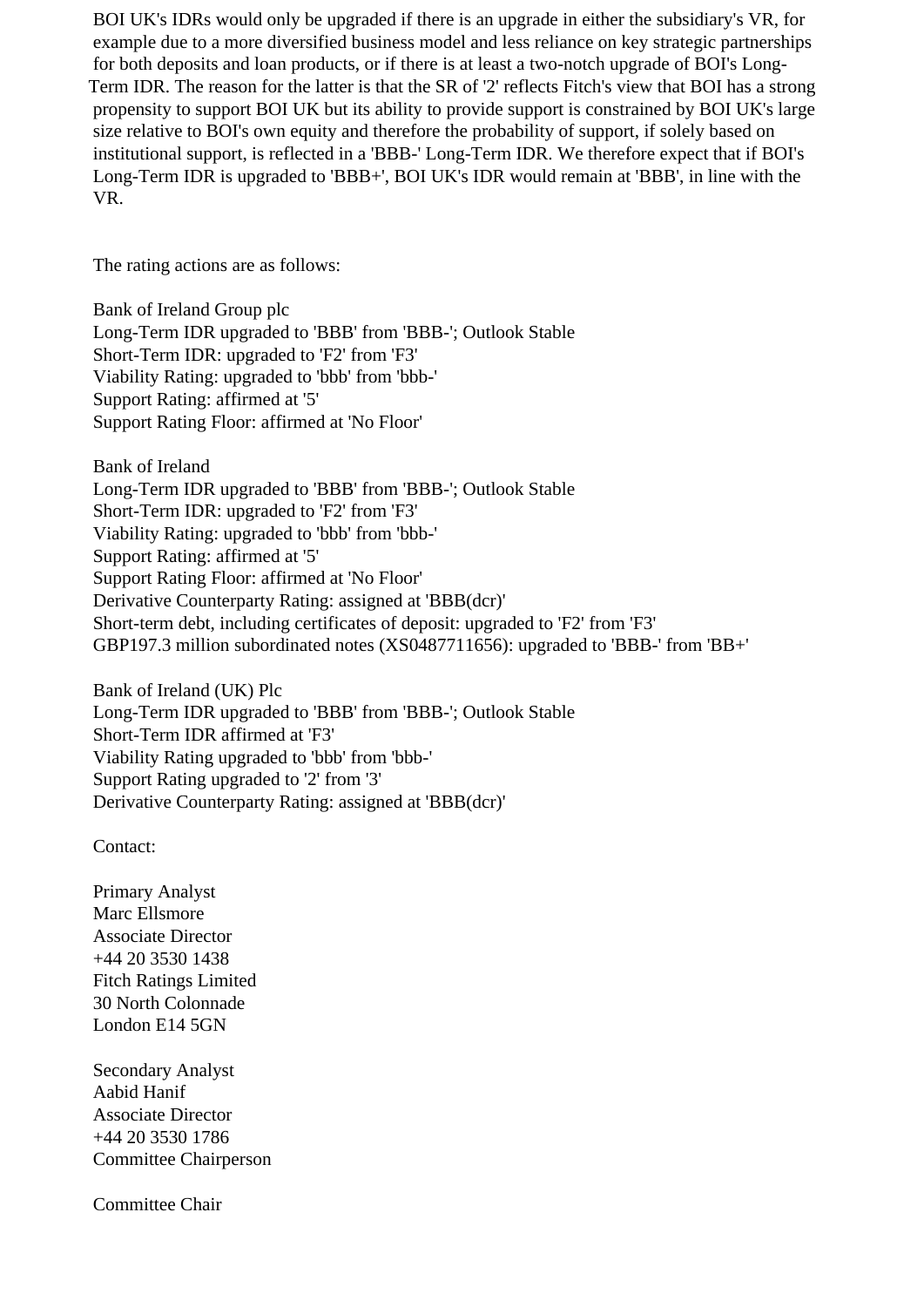BOI UK's IDRs would only be upgraded if there is an upgrade in either the subsidiary's VR, for example due to a more diversified business model and less reliance on key strategic partnerships for both deposits and loan products, or if there is at least a two-notch upgrade of BOI's Long-Term IDR. The reason for the latter is that the SR of '2' reflects Fitch's view that BOI has a strong propensity to support BOI UK but its ability to provide support is constrained by BOI UK's large size relative to BOI's own equity and therefore the probability of support, if solely based on institutional support, is reflected in a 'BBB-' Long-Term IDR. We therefore expect that if BOI's Long-Term IDR is upgraded to 'BBB+', BOI UK's IDR would remain at 'BBB', in line with the VR.

The rating actions are as follows:

Bank of Ireland Group plc
Long-Term IDR upgraded to 'BBB' from 'BBB-'; Outlook Stable
Short-Term IDR: upgraded to 'F2' from 'F3'
Viability Rating: upgraded to 'bbb' from 'bbb-'
Support Rating: affirmed at '5'
Support Rating Floor: affirmed at 'No Floor'

Bank of Ireland
Long-Term IDR upgraded to 'BBB' from 'BBB-'; Outlook Stable
Short-Term IDR: upgraded to 'F2' from 'F3'
Viability Rating: upgraded to 'bbb' from 'bbb-'
Support Rating: affirmed at '5'
Support Rating Floor: affirmed at 'No Floor'
Derivative Counterparty Rating: assigned at 'BBB(dcr)'
Short-term debt, including certificates of deposit: upgraded to 'F2' from 'F3'
GBP197.3 million subordinated notes (XS0487711656): upgraded to 'BBB-' from 'BB+'

Bank of Ireland (UK) Plc
Long-Term IDR upgraded to 'BBB' from 'BBB-'; Outlook Stable
Short-Term IDR affirmed at 'F3'
Viability Rating upgraded to 'bbb' from 'bbb-'
Support Rating upgraded to '2' from '3'
Derivative Counterparty Rating: assigned at 'BBB(dcr)'

Contact:

Primary Analyst
Marc Ellsmore
Associate Director
+44 20 3530 1438
Fitch Ratings Limited
30 North Colonnade
London E14 5GN

Secondary Analyst
Aabid Hanif
Associate Director
+44 20 3530 1786
Committee Chairperson

Committee Chair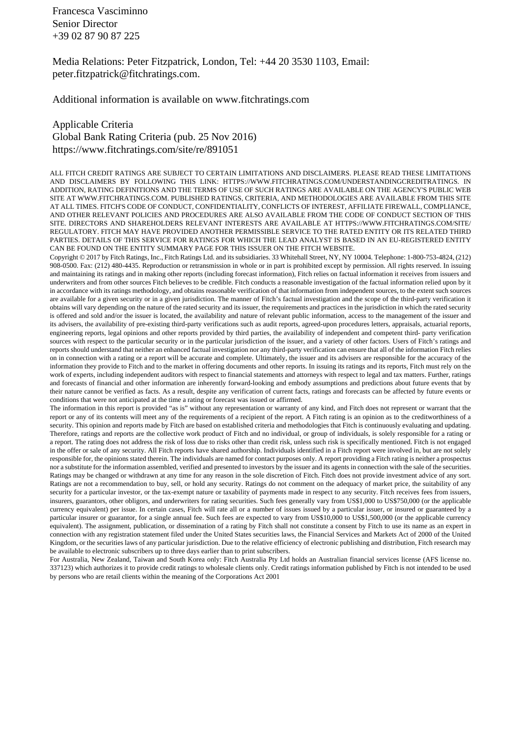Francesca Vasciminno
Senior Director
+39 02 87 90 87 225

Media Relations: Peter Fitzpatrick, London, Tel: +44 20 3530 1103, Email: peter.fitzpatrick@fitchratings.com.

Additional information is available on www.fitchratings.com

Applicable Criteria
Global Bank Rating Criteria (pub. 25 Nov 2016)
https://www.fitchratings.com/site/re/891051

ALL FITCH CREDIT RATINGS ARE SUBJECT TO CERTAIN LIMITATIONS AND DISCLAIMERS. PLEASE READ THESE LIMITATIONS AND DISCLAIMERS BY FOLLOWING THIS LINK: HTTPS://WWW.FITCHRATINGS.COM/UNDERSTANDINGCREDITRATINGS. IN ADDITION, RATING DEFINITIONS AND THE TERMS OF USE OF SUCH RATINGS ARE AVAILABLE ON THE AGENCY'S PUBLIC WEB SITE AT WWW.FITCHRATINGS.COM. PUBLISHED RATINGS, CRITERIA, AND METHODOLOGIES ARE AVAILABLE FROM THIS SITE AT ALL TIMES. FITCH'S CODE OF CONDUCT, CONFIDENTIALITY, CONFLICTS OF INTEREST, AFFILIATE FIREWALL, COMPLIANCE, AND OTHER RELEVANT POLICIES AND PROCEDURES ARE ALSO AVAILABLE FROM THE CODE OF CONDUCT SECTION OF THIS SITE. DIRECTORS AND SHAREHOLDERS RELEVANT INTERESTS ARE AVAILABLE AT HTTPS://WWW.FITCHRATINGS.COM/SITE/REGULATORY. FITCH MAY HAVE PROVIDED ANOTHER PERMISSIBLE SERVICE TO THE RATED ENTITY OR ITS RELATED THIRD PARTIES. DETAILS OF THIS SERVICE FOR RATINGS FOR WHICH THE LEAD ANALYST IS BASED IN AN EU-REGISTERED ENTITY CAN BE FOUND ON THE ENTITY SUMMARY PAGE FOR THIS ISSUER ON THE FITCH WEBSITE.

Copyright © 2017 by Fitch Ratings, Inc., Fitch Ratings Ltd. and its subsidiaries. 33 Whitehall Street, NY, NY 10004. Telephone: 1-800-753-4824, (212) 908-0500. Fax: (212) 480-4435. Reproduction or retransmission in whole or in part is prohibited except by permission. All rights reserved. In issuing and maintaining its ratings and in making other reports (including forecast information), Fitch relies on factual information it receives from issuers and underwriters and from other sources Fitch believes to be credible. Fitch conducts a reasonable investigation of the factual information relied upon by it in accordance with its ratings methodology, and obtains reasonable verification of that information from independent sources, to the extent such sources are available for a given security or in a given jurisdiction. The manner of Fitch's factual investigation and the scope of the third-party verification it obtains will vary depending on the nature of the rated security and its issuer, the requirements and practices in the jurisdiction in which the rated security is offered and sold and/or the issuer is located, the availability and nature of relevant public information, access to the management of the issuer and its advisers, the availability of pre-existing third-party verifications such as audit reports, agreed-upon procedures letters, appraisals, actuarial reports, engineering reports, legal opinions and other reports provided by third parties, the availability of independent and competent third- party verification sources with respect to the particular security or in the particular jurisdiction of the issuer, and a variety of other factors. Users of Fitch's ratings and reports should understand that neither an enhanced factual investigation nor any third-party verification can ensure that all of the information Fitch relies on in connection with a rating or a report will be accurate and complete. Ultimately, the issuer and its advisers are responsible for the accuracy of the information they provide to Fitch and to the market in offering documents and other reports. In issuing its ratings and its reports, Fitch must rely on the work of experts, including independent auditors with respect to financial statements and attorneys with respect to legal and tax matters. Further, ratings and forecasts of financial and other information are inherently forward-looking and embody assumptions and predictions about future events that by their nature cannot be verified as facts. As a result, despite any verification of current facts, ratings and forecasts can be affected by future events or conditions that were not anticipated at the time a rating or forecast was issued or affirmed.

The information in this report is provided "as is" without any representation or warranty of any kind, and Fitch does not represent or warrant that the report or any of its contents will meet any of the requirements of a recipient of the report. A Fitch rating is an opinion as to the creditworthiness of a security. This opinion and reports made by Fitch are based on established criteria and methodologies that Fitch is continuously evaluating and updating. Therefore, ratings and reports are the collective work product of Fitch and no individual, or group of individuals, is solely responsible for a rating or a report. The rating does not address the risk of loss due to risks other than credit risk, unless such risk is specifically mentioned. Fitch is not engaged in the offer or sale of any security. All Fitch reports have shared authorship. Individuals identified in a Fitch report were involved in, but are not solely responsible for, the opinions stated therein. The individuals are named for contact purposes only. A report providing a Fitch rating is neither a prospectus nor a substitute for the information assembled, verified and presented to investors by the issuer and its agents in connection with the sale of the securities. Ratings may be changed or withdrawn at any time for any reason in the sole discretion of Fitch. Fitch does not provide investment advice of any sort. Ratings are not a recommendation to buy, sell, or hold any security. Ratings do not comment on the adequacy of market price, the suitability of any security for a particular investor, or the tax-exempt nature or taxability of payments made in respect to any security. Fitch receives fees from issuers, insurers, guarantors, other obligors, and underwriters for rating securities. Such fees generally vary from US$1,000 to US$750,000 (or the applicable currency equivalent) per issue. In certain cases, Fitch will rate all or a number of issues issued by a particular issuer, or insured or guaranteed by a particular insurer or guarantor, for a single annual fee. Such fees are expected to vary from US$10,000 to US$1,500,000 (or the applicable currency equivalent). The assignment, publication, or dissemination of a rating by Fitch shall not constitute a consent by Fitch to use its name as an expert in connection with any registration statement filed under the United States securities laws, the Financial Services and Markets Act of 2000 of the United Kingdom, or the securities laws of any particular jurisdiction. Due to the relative efficiency of electronic publishing and distribution, Fitch research may be available to electronic subscribers up to three days earlier than to print subscribers.

For Australia, New Zealand, Taiwan and South Korea only: Fitch Australia Pty Ltd holds an Australian financial services license (AFS license no. 337123) which authorizes it to provide credit ratings to wholesale clients only. Credit ratings information published by Fitch is not intended to be used by persons who are retail clients within the meaning of the Corporations Act 2001